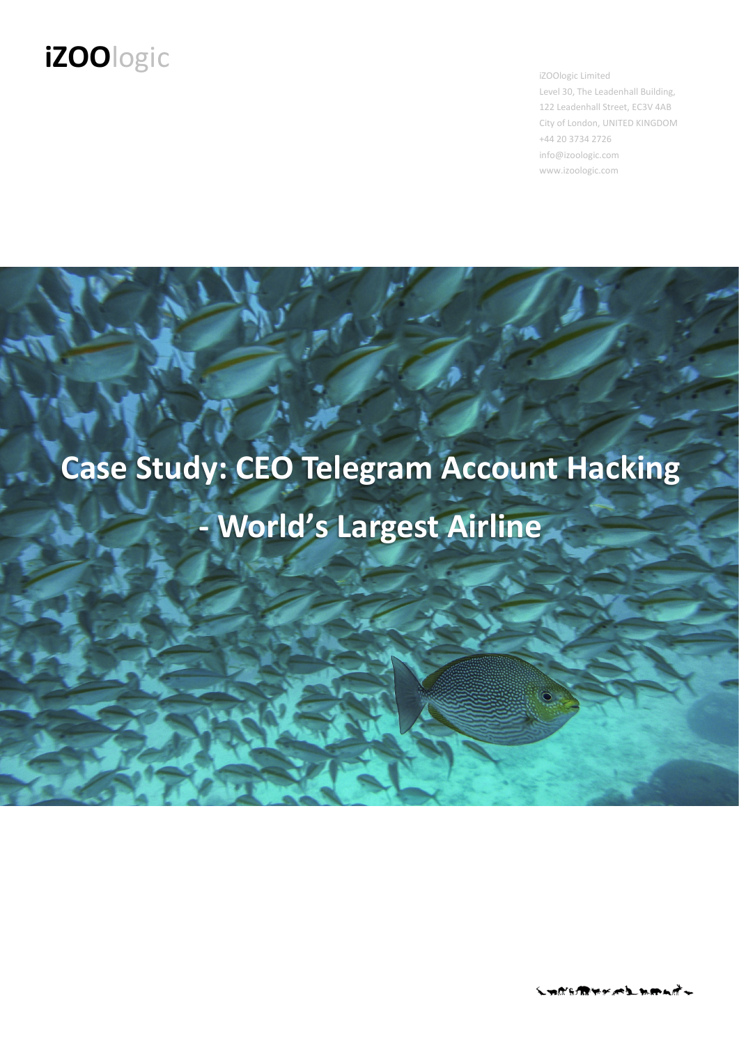**iZOO**logic

iZOOlogic Limited
Level 30, The Leadenhall Building,
122 Leadenhall Street, EC3V 4AB
City of London, UNITED KINGDOM
+44 20 3734 2726
info@izoologic.com
www.izoologic.com

# Case Study: CEO Telegram Account Hacking - World's Largest Airline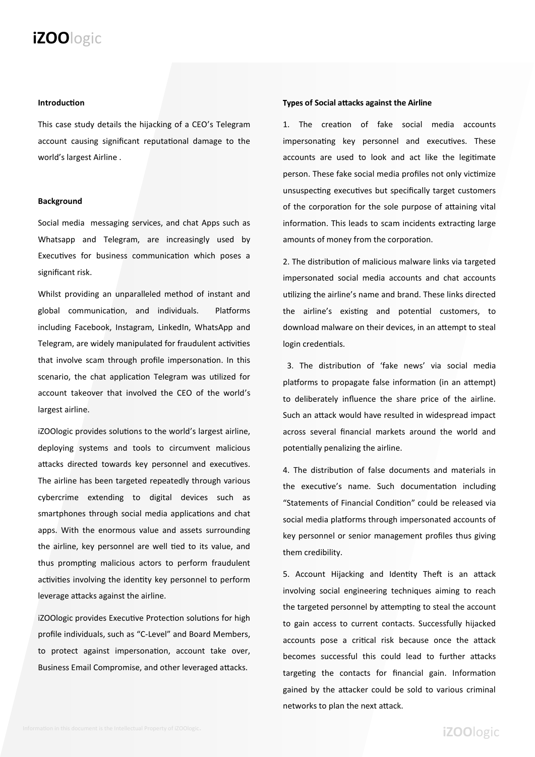### Introduction

This case study details the hijacking of a CEO's Telegram account causing significant reputational damage to the world's largest Airline .

### Background

Social media messaging services, and chat Apps such as Whatsapp and Telegram, are increasingly used by Executives for business communication which poses a significant risk.

Whilst providing an unparalleled method of instant and global communication, and individuals. Platforms including Facebook, Instagram, LinkedIn, WhatsApp and Telegram, are widely manipulated for fraudulent activities that involve scam through profile impersonation. In this scenario, the chat application Telegram was utilized for account takeover that involved the CEO of the world's largest airline.

iZOOlogic provides solutions to the world's largest airline, deploying systems and tools to circumvent malicious attacks directed towards key personnel and executives. The airline has been targeted repeatedly through various cybercrime extending to digital devices such as smartphones through social media applications and chat apps. With the enormous value and assets surrounding the airline, key personnel are well tied to its value, and thus prompting malicious actors to perform fraudulent activities involving the identity key personnel to perform leverage attacks against the airline.

iZOOlogic provides Executive Protection solutions for high profile individuals, such as "C-Level" and Board Members, to protect against impersonation, account take over, Business Email Compromise, and other leveraged attacks.

### Types of Social attacks against the Airline

1. The creation of fake social media accounts impersonating key personnel and executives. These accounts are used to look and act like the legitimate person. These fake social media profiles not only victimize unsuspecting executives but specifically target customers of the corporation for the sole purpose of attaining vital information. This leads to scam incidents extracting large amounts of money from the corporation.

2. The distribution of malicious malware links via targeted impersonated social media accounts and chat accounts utilizing the airline's name and brand. These links directed the airline's existing and potential customers, to download malware on their devices, in an attempt to steal login credentials.

3. The distribution of 'fake news' via social media platforms to propagate false information (in an attempt) to deliberately influence the share price of the airline. Such an attack would have resulted in widespread impact across several financial markets around the world and potentially penalizing the airline.

4. The distribution of false documents and materials in the executive's name. Such documentation including "Statements of Financial Condition" could be released via social media platforms through impersonated accounts of key personnel or senior management profiles thus giving them credibility.

5. Account Hijacking and Identity Theft is an attack involving social engineering techniques aiming to reach the targeted personnel by attempting to steal the account to gain access to current contacts. Successfully hijacked accounts pose a critical risk because once the attack becomes successful this could lead to further attacks targeting the contacts for financial gain. Information gained by the attacker could be sold to various criminal networks to plan the next attack.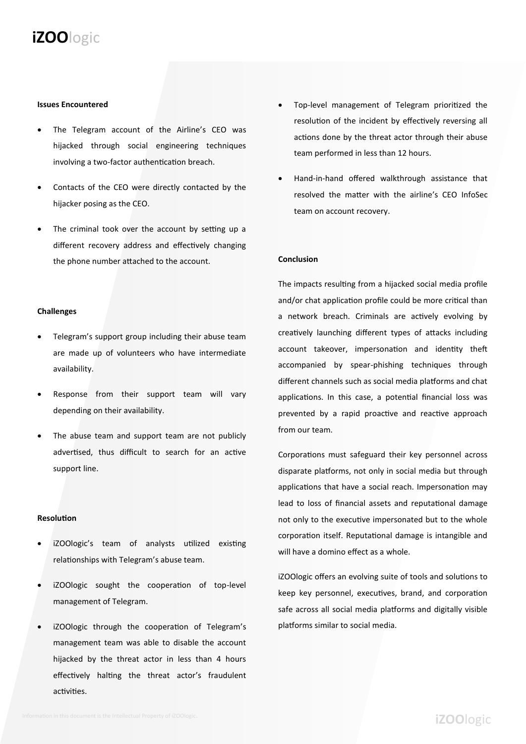### Issues Encountered

- The Telegram account of the Airline's CEO was hijacked through social engineering techniques involving a two-factor authentication breach.
- Contacts of the CEO were directly contacted by the hijacker posing as the CEO.
- The criminal took over the account by setting up a different recovery address and effectively changing the phone number attached to the account.

### Challenges

- Telegram's support group including their abuse team are made up of volunteers who have intermediate availability.
- Response from their support team will vary depending on their availability.
- The abuse team and support team are not publicly advertised, thus difficult to search for an active support line.

### Resolution

- iZOOlogic's team of analysts utilized existing relationships with Telegram's abuse team.
- iZOOlogic sought the cooperation of top-level management of Telegram.
- iZOOlogic through the cooperation of Telegram's management team was able to disable the account hijacked by the threat actor in less than 4 hours effectively halting the threat actor's fraudulent activities.
- Top-level management of Telegram prioritized the resolution of the incident by effectively reversing all actions done by the threat actor through their abuse team performed in less than 12 hours.
- Hand-in-hand offered walkthrough assistance that resolved the matter with the airline's CEO InfoSec team on account recovery.

### Conclusion

The impacts resulting from a hijacked social media profile and/or chat application profile could be more critical than a network breach. Criminals are actively evolving by creatively launching different types of attacks including account takeover, impersonation and identity theft accompanied by spear-phishing techniques through different channels such as social media platforms and chat applications. In this case, a potential financial loss was prevented by a rapid proactive and reactive approach from our team.

Corporations must safeguard their key personnel across disparate platforms, not only in social media but through applications that have a social reach. Impersonation may lead to loss of financial assets and reputational damage not only to the executive impersonated but to the whole corporation itself. Reputational damage is intangible and will have a domino effect as a whole.

iZOOlogic offers an evolving suite of tools and solutions to keep key personnel, executives, brand, and corporation safe across all social media platforms and digitally visible platforms similar to social media.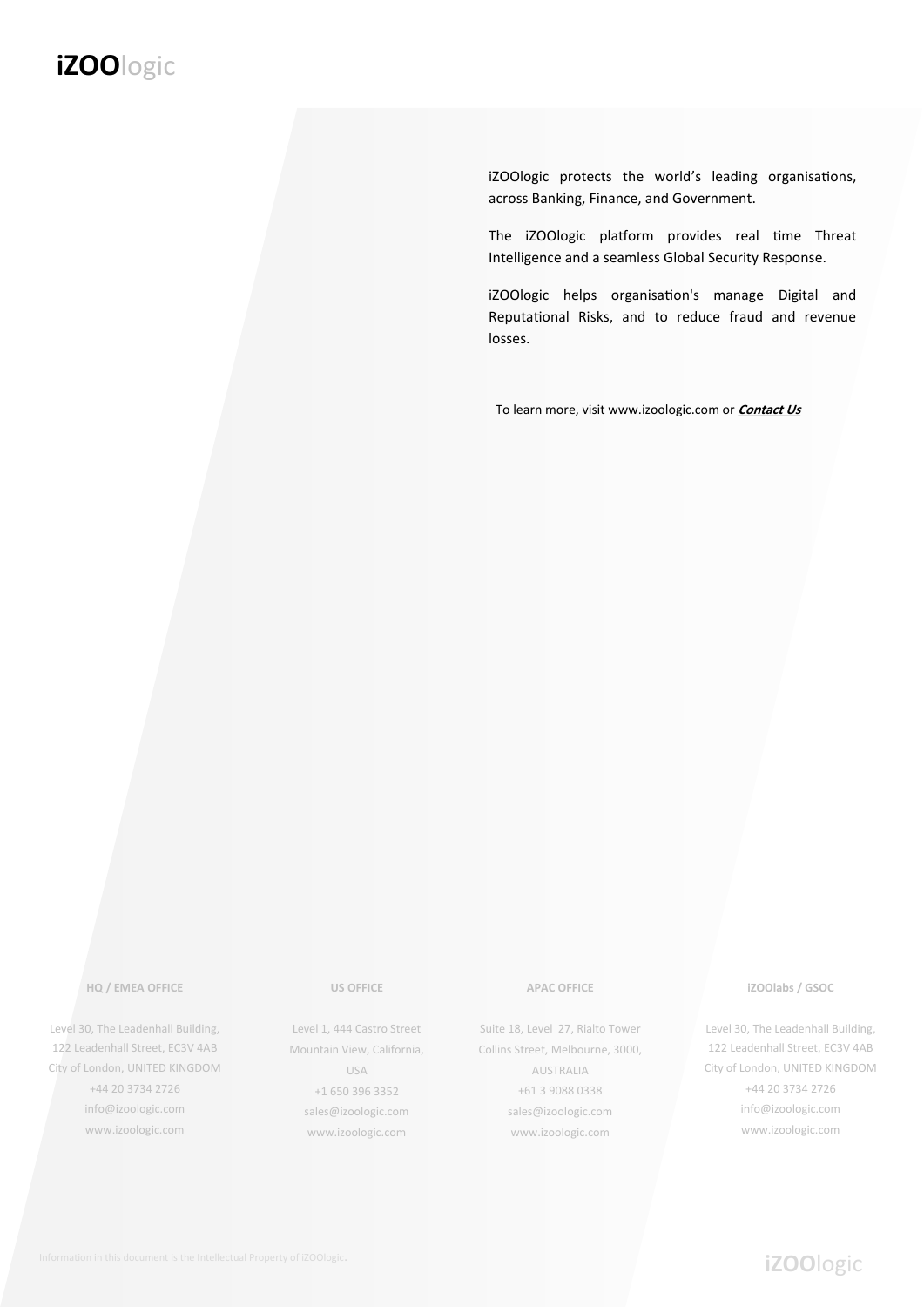iZOOlogic protects the world's leading organisations, across Banking, Finance, and Government.

The iZOOlogic platform provides real time Threat Intelligence and a seamless Global Security Response.

iZOOlogic helps organisation's manage Digital and Reputational Risks, and to reduce fraud and revenue losses.

To learn more, visit www.izoologic.com or ***Contact Us***

**HQ / EMEA OFFICE**

Level 30, The Leadenhall Building,
122 Leadenhall Street, EC3V 4AB
City of London, UNITED KINGDOM
+44 20 3734 2726
info@izoologic.com
www.izoologic.com

**US OFFICE**

Level 1, 444 Castro Street
Mountain View, California,
USA
+1 650 396 3352
sales@izoologic.com
www.izoologic.com

**APAC OFFICE**

Suite 18, Level 27, Rialto Tower
Collins Street, Melbourne, 3000,
AUSTRALIA
+61 3 9088 0338
sales@izoologic.com
www.izoologic.com

**iZOOlabs / GSOC**

Level 30, The Leadenhall Building,
122 Leadenhall Street, EC3V 4AB
City of London, UNITED KINGDOM
+44 20 3734 2726
info@izoologic.com
www.izoologic.com

Information in this document is the Intellectual Property of iZOOlogic.